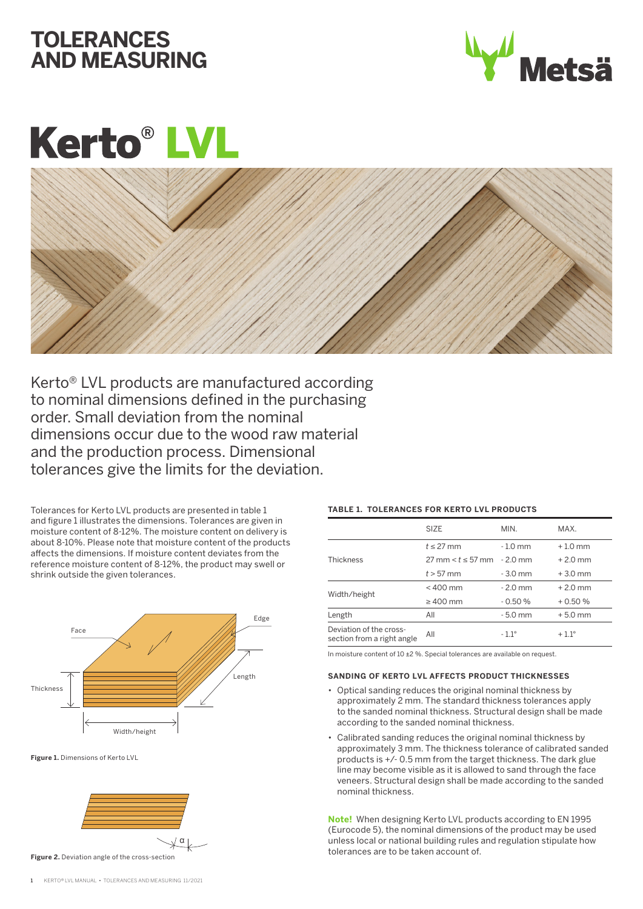# TOLERANCES AND MEASURING

# Kerto® LVL

Kerto® LVL products are manufactured according to nominal dimensions defined in the purchasing order. Small deviation from the nominal dimensions occur due to the wood raw material and the production process. Dimensional tolerances give the limits for the deviation.

Tolerances for Kerto LVL products are presented in table 1 and figure 1 illustrates the dimensions. Tolerances are given in moisture content of 8-12%. The moisture content on delivery is about 8-10%. Please note that moisture content of the products affects the dimensions. If moisture content deviates from the reference moisture content of 8-12%, the product may swell or shrink outside the given tolerances.

Face, Edge, Thickness, Length, Width/height

**Figure 1.** Dimensions of Kerto LVL

α

**Figure 2.** Deviation angle of the cross-section

**TABLE 1. TOLERANCES FOR KERTO LVL PRODUCTS**

| | SIZE | MIN. | MAX. |
|---|---|---|---|
| Thickness | $t \leq 27$ mm | - 1.0 mm | + 1.0 mm |
| | 27 mm $< t \leq 57$ mm | - 2.0 mm | + 2.0 mm |
| | $t > 57$ mm | - 3.0 mm | + 3.0 mm |
| Width/height | < 400 mm | - 2.0 mm | + 2.0 mm |
| | ≥ 400 mm | - 0.50 % | + 0.50 % |
| Length | All | - 5.0 mm | + 5.0 mm |
| Deviation of the cross-section from a right angle | All | - 1.1° | + 1.1° |

In moisture content of 10 ±2 %. Special tolerances are available on request.

**SANDING OF KERTO LVL AFFECTS PRODUCT THICKNESSES**

- Optical sanding reduces the original nominal thickness by approximately 2 mm. The standard thickness tolerances apply to the sanded nominal thickness. Structural design shall be made according to the sanded nominal thickness.
- Calibrated sanding reduces the original nominal thickness by approximately 3 mm. The thickness tolerance of calibrated sanded products is +/- 0.5 mm from the target thickness. The dark glue line may become visible as it is allowed to sand through the face veneers. Structural design shall be made according to the sanded nominal thickness.

**Note!** When designing Kerto LVL products according to EN 1995 (Eurocode 5), the nominal dimensions of the product may be used unless local or national building rules and regulation stipulate how tolerances are to be taken account of.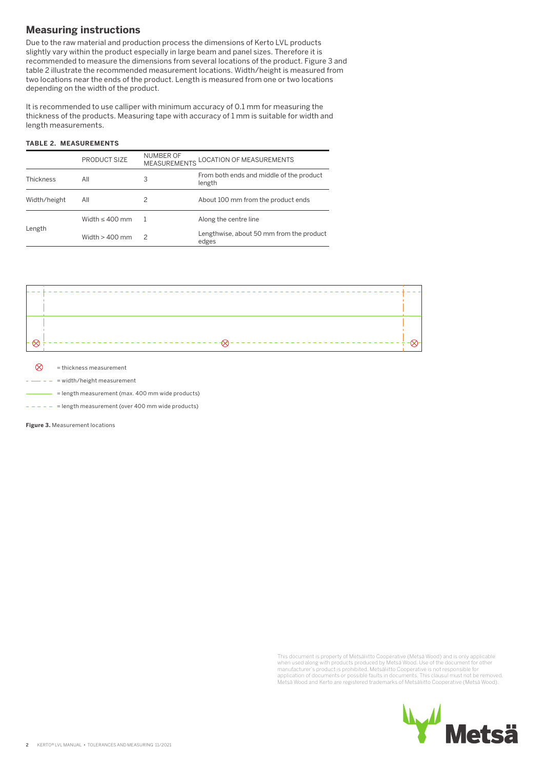## Measuring instructions

Due to the raw material and production process the dimensions of Kerto LVL products slightly vary within the product especially in large beam and panel sizes. Therefore it is recommended to measure the dimensions from several locations of the product. Figure 3 and table 2 illustrate the recommended measurement locations. Width/height is measured from two locations near the ends of the product. Length is measured from one or two locations depending on the width of the product.

It is recommended to use calliper with minimum accuracy of 0.1 mm for measuring the thickness of the products. Measuring tape with accuracy of 1 mm is suitable for width and length measurements.

**TABLE 2. MEASUREMENTS**

| | PRODUCT SIZE | NUMBER OF MEASUREMENTS | LOCATION OF MEASUREMENTS |
|---|---|---|---|
| Thickness | All | 3 | From both ends and middle of the product length |
| Width/height | All | 2 | About 100 mm from the product ends |
| Length | Width ≤ 400 mm | 1 | Along the centre line |
| | Width > 400 mm | 2 | Lengthwise, about 50 mm from the product edges |

⊗ = thickness measurement

= width/height measurement

= length measurement (max. 400 mm wide products)

= length measurement (over 400 mm wide products)

**Figure 3.** Measurement locations

This document is property of Metsäliitto Cooperative (Metsä Wood) and is only applicable when used along with products produced by Metsä Wood. Use of the document for other manufacturer's product is prohibited. Metsäliitto Cooperative is not responsible for application of documents or possible faults in documents. This clausul must not be removed. Metsä Wood and Kerto are registered trademarks of Metsäliitto Cooperative (Metsä Wood).